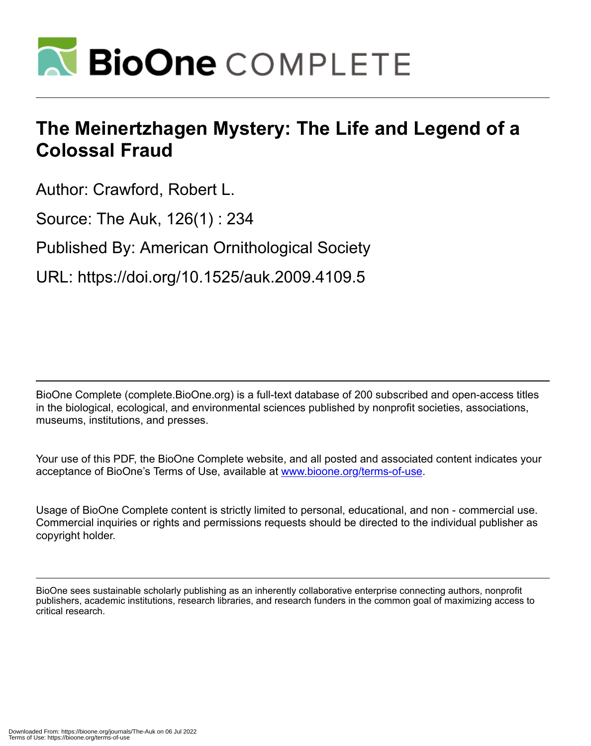# The Meinertzhagen Mystery: The Life and Legend of a Colossal Fraud

Author: Crawford, Robert L.

Source: The Auk, 126(1) : 234

Published By: American Ornithological Society

URL: https://doi.org/10.1525/auk.2009.4109.5

BioOne Complete (complete.BioOne.org) is a full-text database of 200 subscribed and open-access titles in the biological, ecological, and environmental sciences published by nonprofit societies, associations, museums, institutions, and presses.

Your use of this PDF, the BioOne Complete website, and all posted and associated content indicates your acceptance of BioOne's Terms of Use, available at www.bioone.org/terms-of-use.

Usage of BioOne Complete content is strictly limited to personal, educational, and non - commercial use. Commercial inquiries or rights and permissions requests should be directed to the individual publisher as copyright holder.

BioOne sees sustainable scholarly publishing as an inherently collaborative enterprise connecting authors, nonprofit publishers, academic institutions, research libraries, and research funders in the common goal of maximizing access to critical research.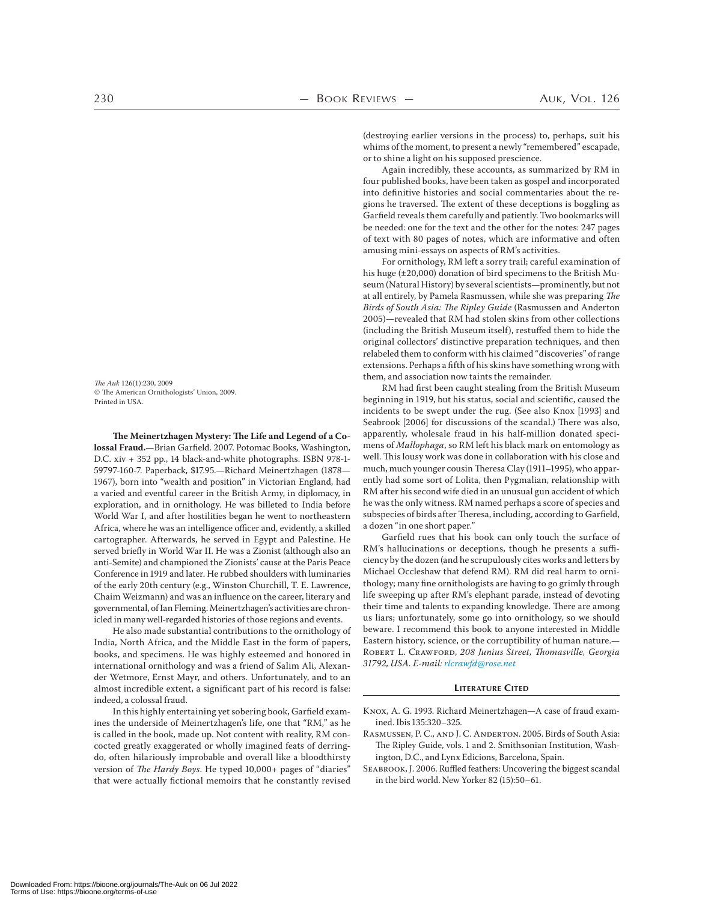*The Auk* 126(1):230, 2009
© The American Ornithologists' Union, 2009.
Printed in USA.

**The Meinertzhagen Mystery: The Life and Legend of a Colossal Fraud.**—Brian Garfield. 2007. Potomac Books, Washington, D.C. xiv + 352 pp., 14 black-and-white photographs. ISBN 978-1-59797-160-7. Paperback, $17.95.—Richard Meinertzhagen (1878—1967), born into "wealth and position" in Victorian England, had a varied and eventful career in the British Army, in diplomacy, in exploration, and in ornithology. He was billeted to India before World War I, and after hostilities began he went to northeastern Africa, where he was an intelligence officer and, evidently, a skilled cartographer. Afterwards, he served in Egypt and Palestine. He served briefly in World War II. He was a Zionist (although also an anti-Semite) and championed the Zionists' cause at the Paris Peace Conference in 1919 and later. He rubbed shoulders with luminaries of the early 20th century (e.g., Winston Churchill, T. E. Lawrence, Chaim Weizmann) and was an influence on the career, literary and governmental, of Ian Fleming. Meinertzhagen's activities are chronicled in many well-regarded histories of those regions and events.

He also made substantial contributions to the ornithology of India, North Africa, and the Middle East in the form of papers, books, and specimens. He was highly esteemed and honored in international ornithology and was a friend of Salim Ali, Alexander Wetmore, Ernst Mayr, and others. Unfortunately, and to an almost incredible extent, a significant part of his record is false: indeed, a colossal fraud.

In this highly entertaining yet sobering book, Garfield examines the underside of Meinertzhagen's life, one that "RM," as he is called in the book, made up. Not content with reality, RM concocted greatly exaggerated or wholly imagined feats of derring-do, often hilariously improbable and overall like a bloodthirsty version of *The Hardy Boys*. He typed 10,000+ pages of "diaries" that were actually fictional memoirs that he constantly revised (destroying earlier versions in the process) to, perhaps, suit his whims of the moment, to present a newly "remembered" escapade, or to shine a light on his supposed prescience.

Again incredibly, these accounts, as summarized by RM in four published books, have been taken as gospel and incorporated into definitive histories and social commentaries about the regions he traversed. The extent of these deceptions is boggling as Garfield reveals them carefully and patiently. Two bookmarks will be needed: one for the text and the other for the notes: 247 pages of text with 80 pages of notes, which are informative and often amusing mini-essays on aspects of RM's activities.

For ornithology, RM left a sorry trail; careful examination of his huge (±20,000) donation of bird specimens to the British Museum (Natural History) by several scientists—prominently, but not at all entirely, by Pamela Rasmussen, while she was preparing *The Birds of South Asia: The Ripley Guide* (Rasmussen and Anderton 2005)—revealed that RM had stolen skins from other collections (including the British Museum itself), restuffed them to hide the original collectors' distinctive preparation techniques, and then relabeled them to conform with his claimed "discoveries" of range extensions. Perhaps a fifth of his skins have something wrong with them, and association now taints the remainder.

RM had first been caught stealing from the British Museum beginning in 1919, but his status, social and scientific, caused the incidents to be swept under the rug. (See also Knox [1993] and Seabrook [2006] for discussions of the scandal.) There was also, apparently, wholesale fraud in his half-million donated specimens of *Mallophaga*, so RM left his black mark on entomology as well. This lousy work was done in collaboration with his close and much, much younger cousin Theresa Clay (1911–1995), who apparently had some sort of Lolita, then Pygmalian, relationship with RM after his second wife died in an unusual gun accident of which he was the only witness. RM named perhaps a score of species and subspecies of birds after Theresa, including, according to Garfield, a dozen "in one short paper."

Garfield rues that his book can only touch the surface of RM's hallucinations or deceptions, though he presents a sufficiency by the dozen (and he scrupulously cites works and letters by Michael Occleshaw that defend RM). RM did real harm to ornithology; many fine ornithologists are having to go grimly through life sweeping up after RM's elephant parade, instead of devoting their time and talents to expanding knowledge. There are among us liars; unfortunately, some go into ornithology, so we should beware. I recommend this book to anyone interested in Middle Eastern history, science, or the corruptibility of human nature.—Robert L. Crawford, *208 Junius Street, Thomasville, Georgia 31792, USA. E-mail: rlcrawfd@rose.net*

### Literature Cited

Knox, A. G. 1993. Richard Meinertzhagen—A case of fraud examined. Ibis 135:320–325.

Rasmussen, P. C., and J. C. Anderton. 2005. Birds of South Asia: The Ripley Guide, vols. 1 and 2. Smithsonian Institution, Washington, D.C., and Lynx Edicions, Barcelona, Spain.

Seabrook, J. 2006. Ruffled feathers: Uncovering the biggest scandal in the bird world. New Yorker 82 (15):50–61.